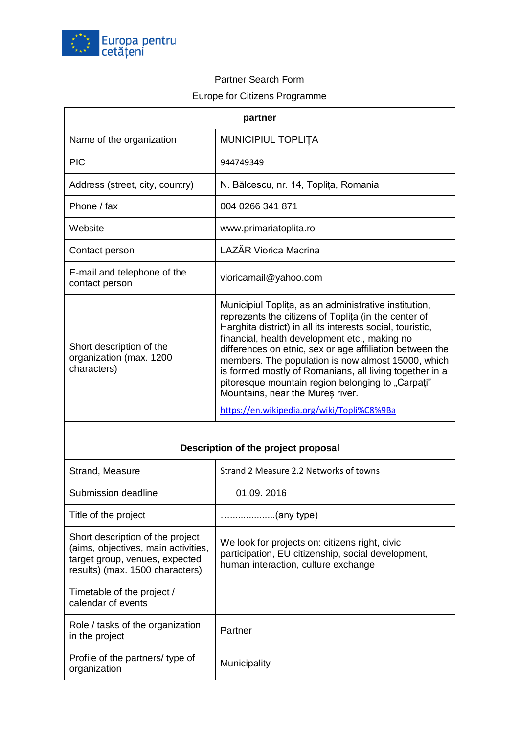Europa pentru cetățeni

Partner Search Form

Europe for Citizens Programme

| partner | |
|---|---|
| Name of the organization | MUNICIPIUL TOPLIȚA |
| PIC | 944749349 |
| Address (street, city, country) | N. Bălcescu, nr. 14, Toplița, Romania |
| Phone / fax | 004 0266 341 871 |
| Website | www.primariatoplita.ro |
| Contact person | LAZĂR Viorica Macrina |
| E-mail and telephone of the contact person | vioricamail@yahoo.com |
| Short description of the organization (max. 1200 characters) | Municipiul Toplița, as an administrative institution, reprezents the citizens of Toplița (in the center of Harghita district) in all its interests social, touristic, financial, health development etc., making no differences on etnic, sex or age affiliation between the members. The population is now almost 15000, which is formed mostly of Romanians, all living together in a pitoresque mountain region belonging to „Carpați" Mountains, near the Mureș river. https://en.wikipedia.org/wiki/Topli%C8%9Ba |
| **Description of the project proposal** | |
| Strand, Measure | Strand 2 Measure 2.2 Networks of towns |
| Submission deadline | 01.09. 2016 |
| Title of the project | …...............(any type) |
| Short description of the project (aims, objectives, main activities, target group, venues, expected results) (max. 1500 characters) | We look for projects on: citizens right, civic participation, EU citizenship, social development, human interaction, culture exchange |
| Timetable of the project / calendar of events | |
| Role / tasks of the organization in the project | Partner |
| Profile of the partners/ type of organization | Municipality |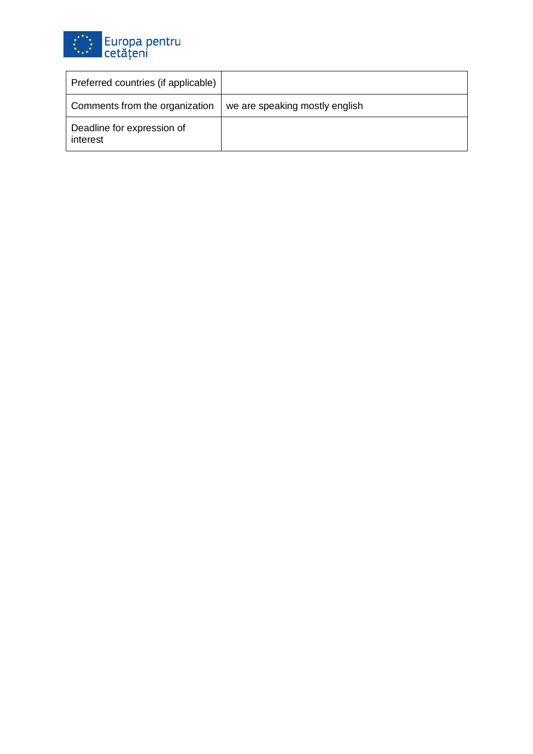Europa pentru cetățeni

| | |
|---|---|
| Preferred countries (if applicable) | |
| Comments from the organization | we are speaking mostly english |
| Deadline for expression of interest | |